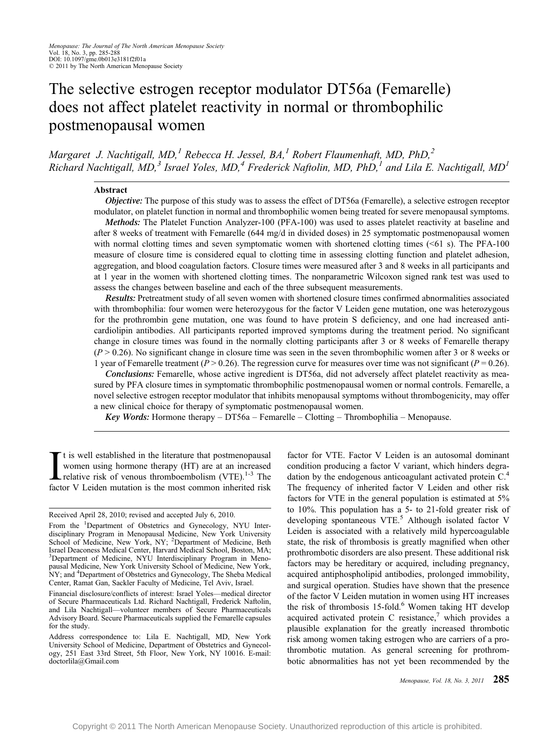# The selective estrogen receptor modulator DT56a (Femarelle) does not affect platelet reactivity in normal or thrombophilic postmenopausal women

*Margaret J. Nachtigall, MD,[1] Rebecca H. Jessel, BA,[1] Robert Flaumenhaft, MD, PhD,[2] Richard Nachtigall, MD,[3] Israel Yoles, MD,[4] Frederick Naftolin, MD, PhD,[1] and Lila E. Nachtigall, MD[1]*

## Abstract

***Objective:*** The purpose of this study was to assess the effect of DT56a (Femarelle), a selective estrogen receptor modulator, on platelet function in normal and thrombophilic women being treated for severe menopausal symptoms.

***Methods:*** The Platelet Function Analyzer-100 (PFA-100) was used to asses platelet reactivity at baseline and after 8 weeks of treatment with Femarelle (644 mg/d in divided doses) in 25 symptomatic postmenopausal women with normal clotting times and seven symptomatic women with shortened clotting times (<61 s). The PFA-100 measure of closure time is considered equal to clotting time in assessing clotting function and platelet adhesion, aggregation, and blood coagulation factors. Closure times were measured after 3 and 8 weeks in all participants and at 1 year in the women with shortened clotting times. The nonparametric Wilcoxon signed rank test was used to assess the changes between baseline and each of the three subsequent measurements.

***Results:*** Pretreatment study of all seven women with shortened closure times confirmed abnormalities associated with thrombophilia: four women were heterozygous for the factor V Leiden gene mutation, one was heterozygous for the prothrombin gene mutation, one was found to have protein S deficiency, and one had increased anticardiolipin antibodies. All participants reported improved symptoms during the treatment period. No significant change in closure times was found in the normally clotting participants after 3 or 8 weeks of Femarelle therapy ($P > 0.26$). No significant change in closure time was seen in the seven thrombophilic women after 3 or 8 weeks or 1 year of Femarelle treatment ($P > 0.26$). The regression curve for measures over time was not significant ($P = 0.26$).

***Conclusions:*** Femarelle, whose active ingredient is DT56a, did not adversely affect platelet reactivity as measured by PFA closure times in symptomatic thrombophilic postmenopausal women or normal controls. Femarelle, a novel selective estrogen receptor modulator that inhibits menopausal symptoms without thrombogenicity, may offer a new clinical choice for therapy of symptomatic postmenopausal women.

***Key Words:*** Hormone therapy – DT56a – Femarelle – Clotting – Thrombophilia – Menopause.

It is well established in the literature that postmenopausal women using hormone therapy (HT) are at an increased relative risk of venous thromboembolism (VTE).[1-3] The factor V Leiden mutation is the most common inherited risk factor for VTE. Factor V Leiden is an autosomal dominant condition producing a factor V variant, which hinders degradation by the endogenous anticoagulant activated protein C.[4] The frequency of inherited factor V Leiden and other risk factors for VTE in the general population is estimated at 5% to 10%. This population has a 5- to 21-fold greater risk of developing spontaneous VTE.[5] Although isolated factor V Leiden is associated with a relatively mild hypercoagulable state, the risk of thrombosis is greatly magnified when other prothrombotic disorders are also present. These additional risk factors may be hereditary or acquired, including pregnancy, acquired antiphospholipid antibodies, prolonged immobility, and surgical operation. Studies have shown that the presence of the factor V Leiden mutation in women using HT increases the risk of thrombosis 15-fold.[6] Women taking HT develop acquired activated protein C resistance,[7] which provides a plausible explanation for the greatly increased thrombotic risk among women taking estrogen who are carriers of a prothrombotic mutation. As general screening for prothrombotic abnormalities has not yet been recommended by the

---

Received April 28, 2010; revised and accepted July 6, 2010.

From the [1]Department of Obstetrics and Gynecology, NYU Interdisciplinary Program in Menopausal Medicine, New York University School of Medicine, New York, NY; [2]Department of Medicine, Beth Israel Deaconess Medical Center, Harvard Medical School, Boston, MA; [3]Department of Medicine, NYU Interdisciplinary Program in Menopausal Medicine, New York University School of Medicine, New York, NY; and [4]Department of Obstetrics and Gynecology, The Sheba Medical Center, Ramat Gan, Sackler Faculty of Medicine, Tel Aviv, Israel.

Financial disclosure/conflicts of interest: Israel Yoles—medical director of Secure Pharmaceuticals Ltd. Richard Nachtigall, Frederick Naftolin, and Lila Nachtigall—volunteer members of Secure Pharmaceuticals Advisory Board. Secure Pharmaceuticals supplied the Femarelle capsules for the study.

Address correspondence to: Lila E. Nachtigall, MD, New York University School of Medicine, Department of Obstetrics and Gynecology, 251 East 33rd Street, 5th Floor, New York, NY 10016. E-mail: doctorlila@Gmail.com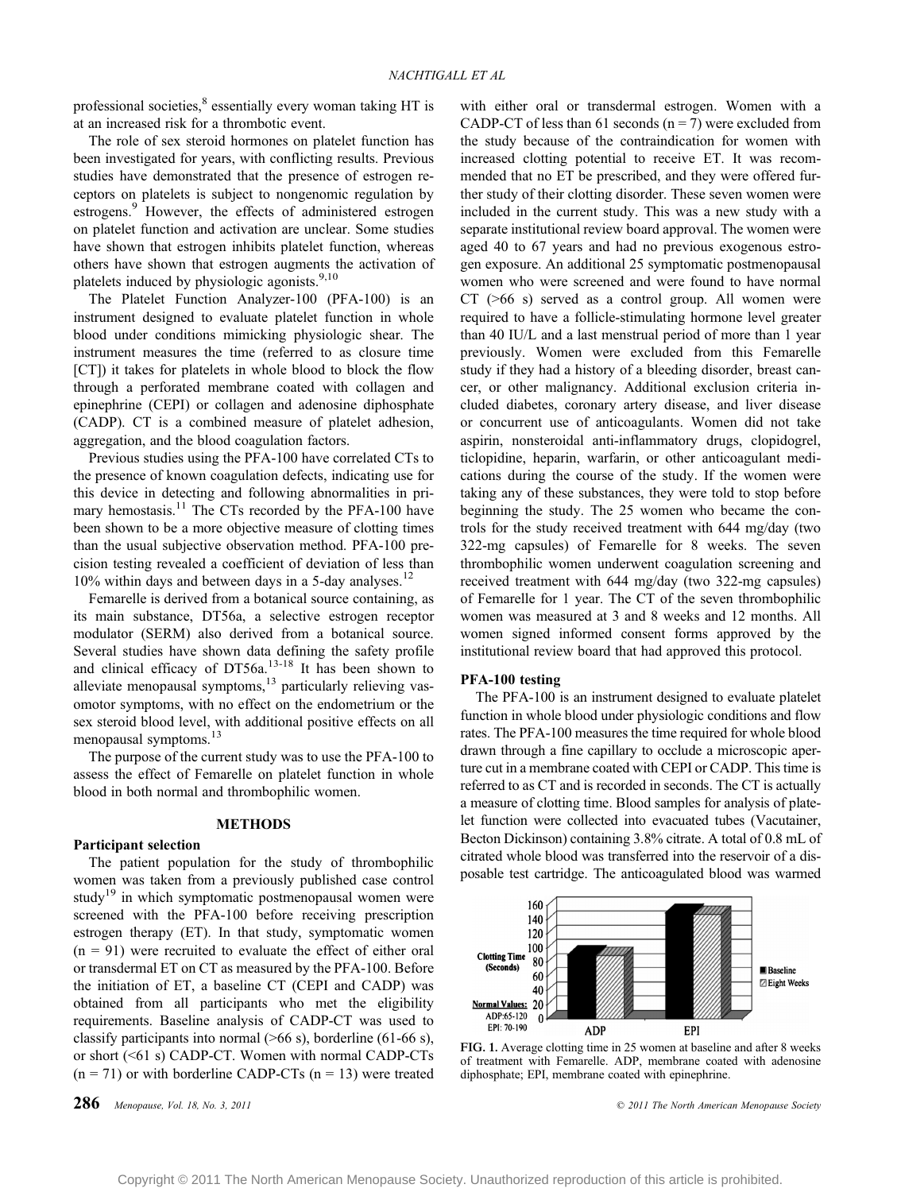professional societies,[8] essentially every woman taking HT is at an increased risk for a thrombotic event.

The role of sex steroid hormones on platelet function has been investigated for years, with conflicting results. Previous studies have demonstrated that the presence of estrogen receptors on platelets is subject to nongenomic regulation by estrogens.[9] However, the effects of administered estrogen on platelet function and activation are unclear. Some studies have shown that estrogen inhibits platelet function, whereas others have shown that estrogen augments the activation of platelets induced by physiologic agonists.[9,10]

The Platelet Function Analyzer-100 (PFA-100) is an instrument designed to evaluate platelet function in whole blood under conditions mimicking physiologic shear. The instrument measures the time (referred to as closure time [CT]) it takes for platelets in whole blood to block the flow through a perforated membrane coated with collagen and epinephrine (CEPI) or collagen and adenosine diphosphate (CADP). CT is a combined measure of platelet adhesion, aggregation, and the blood coagulation factors.

Previous studies using the PFA-100 have correlated CTs to the presence of known coagulation defects, indicating use for this device in detecting and following abnormalities in primary hemostasis.[11] The CTs recorded by the PFA-100 have been shown to be a more objective measure of clotting times than the usual subjective observation method. PFA-100 precision testing revealed a coefficient of deviation of less than 10% within days and between days in a 5-day analyses.[12]

Femarelle is derived from a botanical source containing, as its main substance, DT56a, a selective estrogen receptor modulator (SERM) also derived from a botanical source. Several studies have shown data defining the safety profile and clinical efficacy of DT56a.[13-18] It has been shown to alleviate menopausal symptoms,[13] particularly relieving vasomotor symptoms, with no effect on the endometrium or the sex steroid blood level, with additional positive effects on all menopausal symptoms.[13]

The purpose of the current study was to use the PFA-100 to assess the effect of Femarelle on platelet function in whole blood in both normal and thrombophilic women.

## METHODS

### Participant selection

The patient population for the study of thrombophilic women was taken from a previously published case control study[19] in which symptomatic postmenopausal women were screened with the PFA-100 before receiving prescription estrogen therapy (ET). In that study, symptomatic women (n = 91) were recruited to evaluate the effect of either oral or transdermal ET on CT as measured by the PFA-100. Before the initiation of ET, a baseline CT (CEPI and CADP) was obtained from all participants who met the eligibility requirements. Baseline analysis of CADP-CT was used to classify participants into normal (>66 s), borderline (61-66 s), or short (<61 s) CADP-CT. Women with normal CADP-CTs (n = 71) or with borderline CADP-CTs (n = 13) were treated with either oral or transdermal estrogen. Women with a CADP-CT of less than 61 seconds (n = 7) were excluded from the study because of the contraindication for women with increased clotting potential to receive ET. It was recommended that no ET be prescribed, and they were offered further study of their clotting disorder. These seven women were included in the current study. This was a new study with a separate institutional review board approval. The women were aged 40 to 67 years and had no previous exogenous estrogen exposure. An additional 25 symptomatic postmenopausal women who were screened and were found to have normal CT (>66 s) served as a control group. All women were required to have a follicle-stimulating hormone level greater than 40 IU/L and a last menstrual period of more than 1 year previously. Women were excluded from this Femarelle study if they had a history of a bleeding disorder, breast cancer, or other malignancy. Additional exclusion criteria included diabetes, coronary artery disease, and liver disease or concurrent use of anticoagulants. Women did not take aspirin, nonsteroidal anti-inflammatory drugs, clopidogrel, ticlopidine, heparin, warfarin, or other anticoagulant medications during the course of the study. If the women were taking any of these substances, they were told to stop before beginning the study. The 25 women who became the controls for the study received treatment with 644 mg/day (two 322-mg capsules) of Femarelle for 8 weeks. The seven thrombophilic women underwent coagulation screening and received treatment with 644 mg/day (two 322-mg capsules) of Femarelle for 1 year. The CT of the seven thrombophilic women was measured at 3 and 8 weeks and 12 months. All women signed informed consent forms approved by the institutional review board that had approved this protocol.

### PFA-100 testing

The PFA-100 is an instrument designed to evaluate platelet function in whole blood under physiologic conditions and flow rates. The PFA-100 measures the time required for whole blood drawn through a fine capillary to occlude a microscopic aperture cut in a membrane coated with CEPI or CADP. This time is referred to as CT and is recorded in seconds. The CT is actually a measure of clotting time. Blood samples for analysis of platelet function were collected into evacuated tubes (Vacutainer, Becton Dickinson) containing 3.8% citrate. A total of 0.8 mL of citrated whole blood was transferred into the reservoir of a disposable test cartridge. The anticoagulated blood was warmed

FIG. 1. Average clotting time in 25 women at baseline and after 8 weeks of treatment with Femarelle. ADP, membrane coated with adenosine diphosphate; EPI, membrane coated with epinephrine.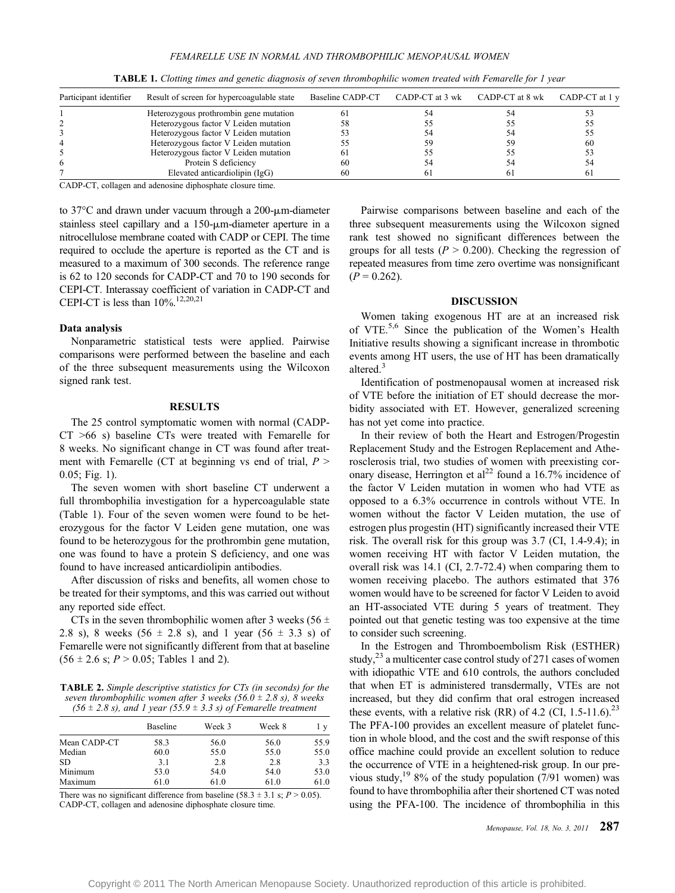**TABLE 1.** *Clotting times and genetic diagnosis of seven thrombophilic women treated with Femarelle for 1 year*

| Participant identifier | Result of screen for hypercoagulable state | Baseline CADP-CT | CADP-CT at 3 wk | CADP-CT at 8 wk | CADP-CT at 1 y |
|---|---|---|---|---|---|
| 1 | Heterozygous prothrombin gene mutation | 61 | 54 | 54 | 53 |
| 2 | Heterozygous factor V Leiden mutation | 58 | 55 | 55 | 55 |
| 3 | Heterozygous factor V Leiden mutation | 53 | 54 | 54 | 55 |
| 4 | Heterozygous factor V Leiden mutation | 55 | 59 | 59 | 60 |
| 5 | Heterozygous factor V Leiden mutation | 61 | 55 | 55 | 53 |
| 6 | Protein S deficiency | 60 | 54 | 54 | 54 |
| 7 | Elevated anticardiolipin (IgG) | 60 | 61 | 61 | 61 |

CADP-CT, collagen and adenosine diphosphate closure time.

to 37°C and drawn under vacuum through a 200-μm-diameter stainless steel capillary and a 150-μm-diameter aperture in a nitrocellulose membrane coated with CADP or CEPI. The time required to occlude the aperture is reported as the CT and is measured to a maximum of 300 seconds. The reference range is 62 to 120 seconds for CADP-CT and 70 to 190 seconds for CEPI-CT. Interassay coefficient of variation in CADP-CT and CEPI-CT is less than 10%.[12,20,21]

### Data analysis

Nonparametric statistical tests were applied. Pairwise comparisons were performed between the baseline and each of the three subsequent measurements using the Wilcoxon signed rank test.

## RESULTS

The 25 control symptomatic women with normal (CADP-CT >66 s) baseline CTs were treated with Femarelle for 8 weeks. No significant change in CT was found after treatment with Femarelle (CT at beginning vs end of trial, $P > 0.05$; Fig. 1).

The seven women with short baseline CT underwent a full thrombophilia investigation for a hypercoagulable state (Table 1). Four of the seven women were found to be heterozygous for the factor V Leiden gene mutation, one was found to be heterozygous for the prothrombin gene mutation, one was found to have a protein S deficiency, and one was found to have increased anticardiolipin antibodies.

After discussion of risks and benefits, all women chose to be treated for their symptoms, and this was carried out without any reported side effect.

CTs in the seven thrombophilic women after 3 weeks (56 ± 2.8 s), 8 weeks (56 ± 2.8 s), and 1 year (56 ± 3.3 s) of Femarelle were not significantly different from that at baseline (56 ± 2.6 s; $P > 0.05$; Tables 1 and 2).

**TABLE 2.** *Simple descriptive statistics for CTs (in seconds) for the seven thrombophilic women after 3 weeks (56.0 ± 2.8 s), 8 weeks (56 ± 2.8 s), and 1 year (55.9 ± 3.3 s) of Femarelle treatment*

| | Baseline | Week 3 | Week 8 | 1 y |
|---|---|---|---|---|
| Mean CADP-CT | 58.3 | 56.0 | 56.0 | 55.9 |
| Median | 60.0 | 55.0 | 55.0 | 55.0 |
| SD | 3.1 | 2.8 | 2.8 | 3.3 |
| Minimum | 53.0 | 54.0 | 54.0 | 53.0 |
| Maximum | 61.0 | 61.0 | 61.0 | 61.0 |

There was no significant difference from baseline (58.3 ± 3.1 s; $P > 0.05$). CADP-CT, collagen and adenosine diphosphate closure time.

Pairwise comparisons between baseline and each of the three subsequent measurements using the Wilcoxon signed rank test showed no significant differences between the groups for all tests ($P > 0.200$). Checking the regression of repeated measures from time zero overtime was nonsignificant ($P = 0.262$).

## DISCUSSION

Women taking exogenous HT are at an increased risk of VTE.[5,6] Since the publication of the Women's Health Initiative results showing a significant increase in thrombotic events among HT users, the use of HT has been dramatically altered.[3]

Identification of postmenopausal women at increased risk of VTE before the initiation of ET should decrease the morbidity associated with ET. However, generalized screening has not yet come into practice.

In their review of both the Heart and Estrogen/Progestin Replacement Study and the Estrogen Replacement and Atherosclerosis trial, two studies of women with preexisting coronary disease, Herrington et al[22] found a 16.7% incidence of the factor V Leiden mutation in women who had VTE as opposed to a 6.3% occurrence in controls without VTE. In women without the factor V Leiden mutation, the use of estrogen plus progestin (HT) significantly increased their VTE risk. The overall risk for this group was 3.7 (CI, 1.4-9.4); in women receiving HT with factor V Leiden mutation, the overall risk was 14.1 (CI, 2.7-72.4) when comparing them to women receiving placebo. The authors estimated that 376 women would have to be screened for factor V Leiden to avoid an HT-associated VTE during 5 years of treatment. They pointed out that genetic testing was too expensive at the time to consider such screening.

In the Estrogen and Thromboembolism Risk (ESTHER) study,[23] a multicenter case control study of 271 cases of women with idiopathic VTE and 610 controls, the authors concluded that when ET is administered transdermally, VTEs are not increased, but they did confirm that oral estrogen increased these events, with a relative risk (RR) of 4.2 (CI, 1.5-11.6).[23] The PFA-100 provides an excellent measure of platelet function in whole blood, and the cost and the swift response of this office machine could provide an excellent solution to reduce the occurrence of VTE in a heightened-risk group. In our previous study,[19] 8% of the study population (7/91 women) was found to have thrombophilia after their shortened CT was noted using the PFA-100. The incidence of thrombophilia in this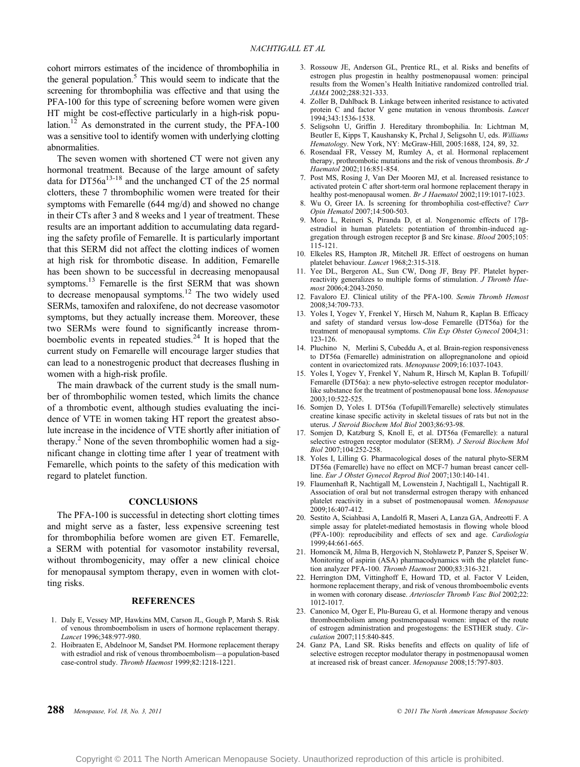cohort mirrors estimates of the incidence of thrombophilia in the general population.[5] This would seem to indicate that the screening for thrombophilia was effective and that using the PFA-100 for this type of screening before women were given HT might be cost-effective particularly in a high-risk population.[12] As demonstrated in the current study, the PFA-100 was a sensitive tool to identify women with underlying clotting abnormalities.

The seven women with shortened CT were not given any hormonal treatment. Because of the large amount of safety data for DT56a[13-18] and the unchanged CT of the 25 normal clotters, these 7 thrombophilic women were treated for their symptoms with Femarelle (644 mg/d) and showed no change in their CTs after 3 and 8 weeks and 1 year of treatment. These results are an important addition to accumulating data regarding the safety profile of Femarelle. It is particularly important that this SERM did not affect the clotting indices of women at high risk for thrombotic disease. In addition, Femarelle has been shown to be successful in decreasing menopausal symptoms.[13] Femarelle is the first SERM that was shown to decrease menopausal symptoms.[12] The two widely used SERMs, tamoxifen and raloxifene, do not decrease vasomotor symptoms, but they actually increase them. Moreover, these two SERMs were found to significantly increase thromboembolic events in repeated studies.[24] It is hoped that the current study on Femarelle will encourage larger studies that can lead to a nonestrogenic product that decreases flushing in women with a high-risk profile.

The main drawback of the current study is the small number of thrombophilic women tested, which limits the chance of a thrombotic event, although studies evaluating the incidence of VTE in women taking HT report the greatest absolute increase in the incidence of VTE shortly after initiation of therapy.[2] None of the seven thrombophilic women had a significant change in clotting time after 1 year of treatment with Femarelle, which points to the safety of this medication with regard to platelet function.

## CONCLUSIONS

The PFA-100 is successful in detecting short clotting times and might serve as a faster, less expensive screening test for thrombophilia before women are given ET. Femarelle, a SERM with potential for vasomotor instability reversal, without thrombogenicity, may offer a new clinical choice for menopausal symptom therapy, even in women with clotting risks.

## REFERENCES

1. Daly E, Vessey MP, Hawkins MM, Carson JL, Gough P, Marsh S. Risk of venous thromboembolism in users of hormone replacement therapy. *Lancet* 1996;348:977-980.
2. Hoibraaten E, Abdelnoor M, Sandset PM. Hormone replacement therapy with estradiol and risk of venous thromboembolism—a population-based case-control study. *Thromb Haemost* 1999;82:1218-1221.
3. Rossouw JE, Anderson GL, Prentice RL, et al. Risks and benefits of estrogen plus progestin in healthy postmenopausal women: principal results from the Women's Health Initiative randomized controlled trial. *JAMA* 2002;288:321-333.
4. Zoller B, Dahlback B. Linkage between inherited resistance to activated protein C and factor V gene mutation in venous thrombosis. *Lancet* 1994;343:1536-1538.
5. Seligsohn U, Griffin J. Hereditary thrombophilia. In: Lichtman M, Beutler E, Kipps T, Kaushansky K, Prchal J, Seligsohn U, eds. *Williams Hematology*. New York, NY: McGraw-Hill, 2005:1688, 124, 89, 32.
6. Rosendaal FR, Vessey M, Rumley A, et al. Hormonal replacement therapy, prothrombotic mutations and the risk of venous thrombosis. *Br J Haematol* 2002;116:851-854.
7. Post MS, Rosing J, Van Der Mooren MJ, et al. Increased resistance to activated protein C after short-term oral hormone replacement therapy in healthy post-menopausal women. *Br J Haematol* 2002;119:1017-1023.
8. Wu O, Greer IA. Is screening for thrombophilia cost-effective? *Curr Opin Hematol* 2007;14:500-503.
9. Moro L, Reineri S, Piranda D, et al. Nongenomic effects of 17β-estradiol in human platelets: potentiation of thrombin-induced aggregation through estrogen receptor β and Src kinase. *Blood* 2005;105:115-121.
10. Elkeles RS, Hampton JR, Mitchell JR. Effect of oestrogens on human platelet behaviour. *Lancet* 1968;2:315-318.
11. Yee DL, Bergeron AL, Sun CW, Dong JF, Bray PF. Platelet hyperreactivity generalizes to multiple forms of stimulation. *J Thromb Haemost* 2006;4:2043-2050.
12. Favaloro EJ. Clinical utility of the PFA-100. *Semin Thromb Hemost* 2008;34:709-733.
13. Yoles I, Yogev Y, Frenkel Y, Hirsch M, Nahum R, Kaplan B. Efficacy and safety of standard versus low-dose Femarelle (DT56a) for the treatment of menopausal symptoms. *Clin Exp Obstet Gynecol* 2004;31:123-126.
14. Pluchino N, Merlini S, Cubeddu A, et al. Brain-region responsiveness to DT56a (Femarelle) administration on allopregnanolone and opioid content in ovariectomized rats. *Menopause* 2009;16:1037-1043.
15. Yoles I, Yogev Y, Frenkel Y, Nahum R, Hirsch M, Kaplan B. Tofupill/Femarelle (DT56a): a new phyto-selective estrogen receptor modulator-like substance for the treatment of postmenopausal bone loss. *Menopause* 2003;10:522-525.
16. Somjen D, Yoles I. DT56a (Tofupill/Femarelle) selectively stimulates creatine kinase specific activity in skeletal tissues of rats but not in the uterus. *J Steroid Biochem Mol Biol* 2003;86:93-98.
17. Somjen D, Katzburg S, Knoll E, et al. DT56a (Femarelle): a natural selective estrogen receptor modulator (SERM). *J Steroid Biochem Mol Biol* 2007;104:252-258.
18. Yoles I, Lilling G. Pharmacological doses of the natural phyto-SERM DT56a (Femarelle) have no effect on MCF-7 human breast cancer cell-line. *Eur J Obstet Gynecol Reprod Biol* 2007;130:140-141.
19. Flaumenhaft R, Nachtigall M, Lowenstein J, Nachtigall L, Nachtigall R. Association of oral but not transdermal estrogen therapy with enhanced platelet reactivity in a subset of postmenopausal women. *Menopause* 2009;16:407-412.
20. Sestito A, Sciahbasi A, Landolfi R, Maseri A, Lanza GA, Andreotti F. A simple assay for platelet-mediated hemostasis in flowing whole blood (PFA-100): reproducibility and effects of sex and age. *Cardiologia* 1999;44:661-665.
21. Homoncik M, Jilma B, Hergovich N, Stohlawetz P, Panzer S, Speiser W. Monitoring of aspirin (ASA) pharmacodynamics with the platelet function analyzer PFA-100. *Thromb Haemost* 2000;83:316-321.
22. Herrington DM, Vittinghoff E, Howard TD, et al. Factor V Leiden, hormone replacement therapy, and risk of venous thromboembolic events in women with coronary disease. *Arterioscler Thromb Vasc Biol* 2002;22:1012-1017.
23. Canonico M, Oger E, Plu-Bureau G, et al. Hormone therapy and venous thromboembolism among postmenopausal women: impact of the route of estrogen administration and progestogens: the ESTHER study. *Circulation* 2007;115:840-845.
24. Ganz PA, Land SR. Risks benefits and effects on quality of life of selective estrogen receptor modulator therapy in postmenopausal women at increased risk of breast cancer. *Menopause* 2008;15:797-803.